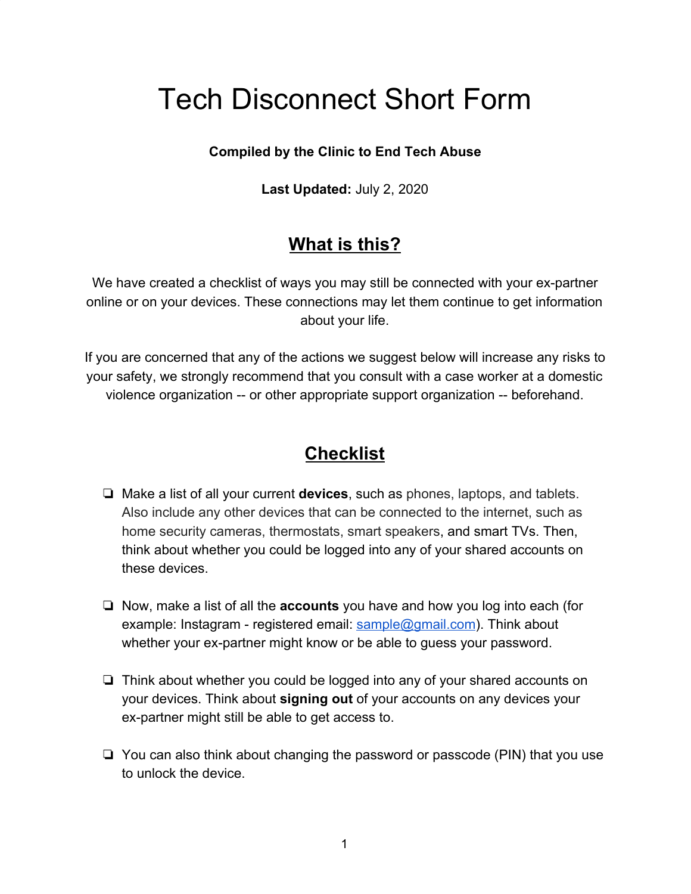# Tech Disconnect Short Form

**Compiled by the Clinic to End Tech Abuse**

**Last Updated:** July 2, 2020

## What is this?

We have created a checklist of ways you may still be connected with your ex-partner online or on your devices. These connections may let them continue to get information about your life.

If you are concerned that any of the actions we suggest below will increase any risks to your safety, we strongly recommend that you consult with a case worker at a domestic violence organization -- or other appropriate support organization -- beforehand.

## Checklist

- [ ] Make a list of all your current **devices**, such as phones, laptops, and tablets. Also include any other devices that can be connected to the internet, such as home security cameras, thermostats, smart speakers, and smart TVs. Then, think about whether you could be logged into any of your shared accounts on these devices.

- [ ] Now, make a list of all the **accounts** you have and how you log into each (for example: Instagram - registered email: sample@gmail.com). Think about whether your ex-partner might know or be able to guess your password.

- [ ] Think about whether you could be logged into any of your shared accounts on your devices. Think about **signing out** of your accounts on any devices your ex-partner might still be able to get access to.

- [ ] You can also think about changing the password or passcode (PIN) that you use to unlock the device.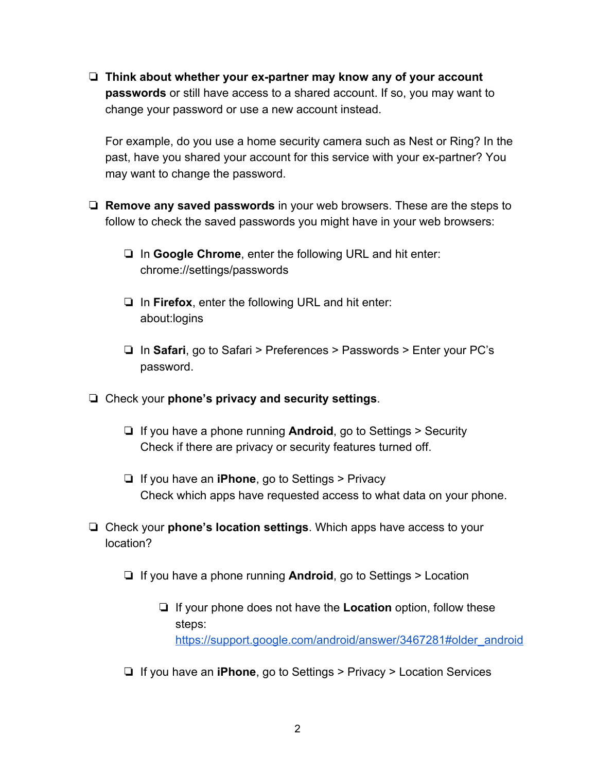- [ ] **Think about whether your ex-partner may know any of your account passwords** or still have access to a shared account. If so, you may want to change your password or use a new account instead.

  For example, do you use a home security camera such as Nest or Ring? In the past, have you shared your account for this service with your ex-partner? You may want to change the password.

- [ ] **Remove any saved passwords** in your web browsers. These are the steps to follow to check the saved passwords you might have in your web browsers:

  - [ ] In **Google Chrome**, enter the following URL and hit enter: chrome://settings/passwords

  - [ ] In **Firefox**, enter the following URL and hit enter: about:logins

  - [ ] In **Safari**, go to Safari > Preferences > Passwords > Enter your PC's password.

- [ ] Check your **phone's privacy and security settings**.

  - [ ] If you have a phone running **Android**, go to Settings > Security
    Check if there are privacy or security features turned off.

  - [ ] If you have an **iPhone**, go to Settings > Privacy
    Check which apps have requested access to what data on your phone.

- [ ] Check your **phone's location settings**. Which apps have access to your location?

  - [ ] If you have a phone running **Android**, go to Settings > Location

    - [ ] If your phone does not have the **Location** option, follow these steps: [https://support.google.com/android/answer/3467281#older_android](https://support.google.com/android/answer/3467281#older_android)

  - [ ] If you have an **iPhone**, go to Settings > Privacy > Location Services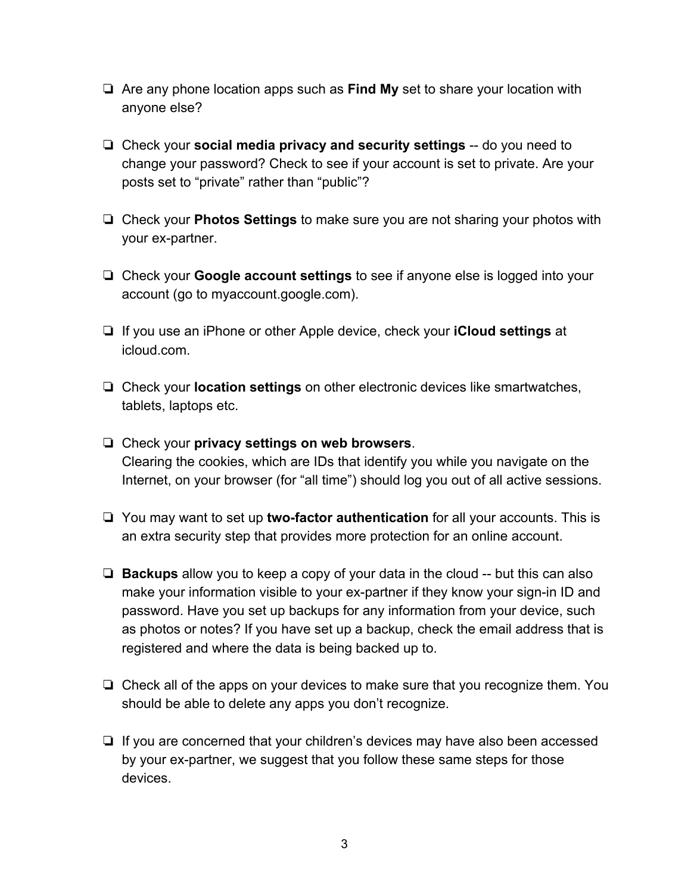- [ ] Are any phone location apps such as **Find My** set to share your location with anyone else?

- [ ] Check your **social media privacy and security settings** -- do you need to change your password? Check to see if your account is set to private. Are your posts set to "private" rather than "public"?

- [ ] Check your **Photos Settings** to make sure you are not sharing your photos with your ex-partner.

- [ ] Check your **Google account settings** to see if anyone else is logged into your account (go to myaccount.google.com).

- [ ] If you use an iPhone or other Apple device, check your **iCloud settings** at icloud.com.

- [ ] Check your **location settings** on other electronic devices like smartwatches, tablets, laptops etc.

- [ ] Check your **privacy settings on web browsers**.
  Clearing the cookies, which are IDs that identify you while you navigate on the Internet, on your browser (for "all time") should log you out of all active sessions.

- [ ] You may want to set up **two-factor authentication** for all your accounts. This is an extra security step that provides more protection for an online account.

- [ ] **Backups** allow you to keep a copy of your data in the cloud -- but this can also make your information visible to your ex-partner if they know your sign-in ID and password. Have you set up backups for any information from your device, such as photos or notes? If you have set up a backup, check the email address that is registered and where the data is being backed up to.

- [ ] Check all of the apps on your devices to make sure that you recognize them. You should be able to delete any apps you don't recognize.

- [ ] If you are concerned that your children's devices may have also been accessed by your ex-partner, we suggest that you follow these same steps for those devices.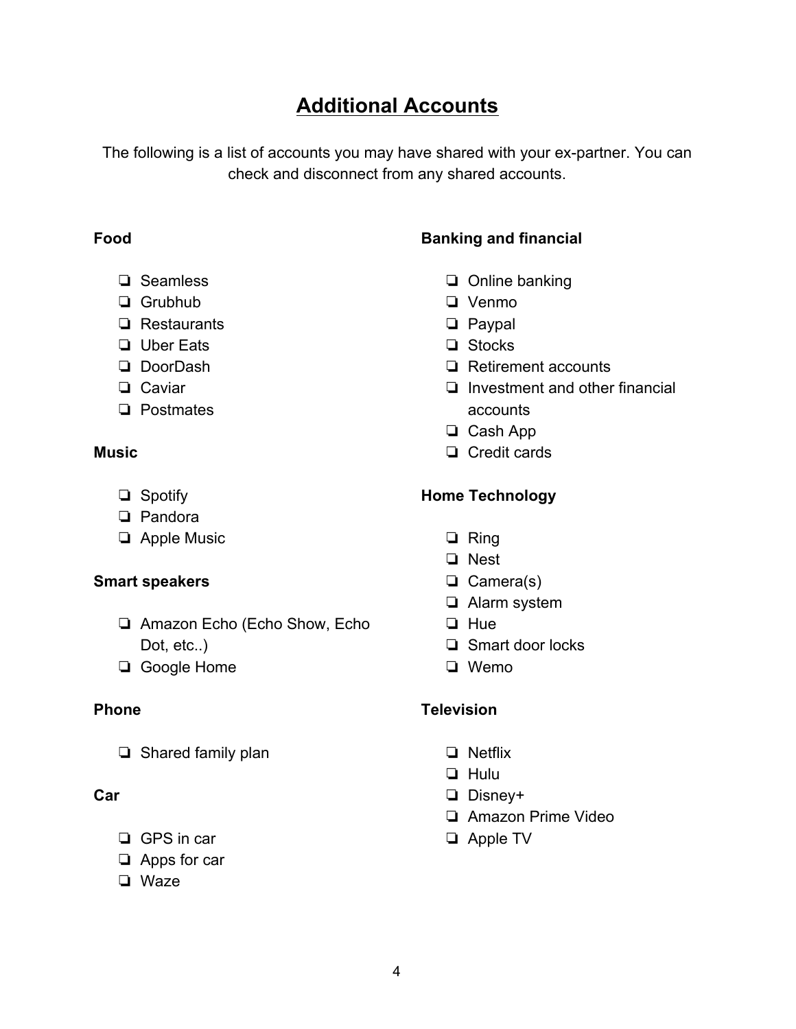## Additional Accounts

The following is a list of accounts you may have shared with your ex-partner. You can check and disconnect from any shared accounts.

**Food**

- ❏ Seamless
- ❏ Grubhub
- ❏ Restaurants
- ❏ Uber Eats
- ❏ DoorDash
- ❏ Caviar
- ❏ Postmates

**Music**

- ❏ Spotify
- ❏ Pandora
- ❏ Apple Music

**Smart speakers**

- ❏ Amazon Echo (Echo Show, Echo Dot, etc..)
- ❏ Google Home

**Phone**

- ❏ Shared family plan

**Car**

- ❏ GPS in car
- ❏ Apps for car
- ❏ Waze

**Banking and financial**

- ❏ Online banking
- ❏ Venmo
- ❏ Paypal
- ❏ Stocks
- ❏ Retirement accounts
- ❏ Investment and other financial accounts
- ❏ Cash App
- ❏ Credit cards

**Home Technology**

- ❏ Ring
- ❏ Nest
- ❏ Camera(s)
- ❏ Alarm system
- ❏ Hue
- ❏ Smart door locks
- ❏ Wemo

**Television**

- ❏ Netflix
- ❏ Hulu
- ❏ Disney+
- ❏ Amazon Prime Video
- ❏ Apple TV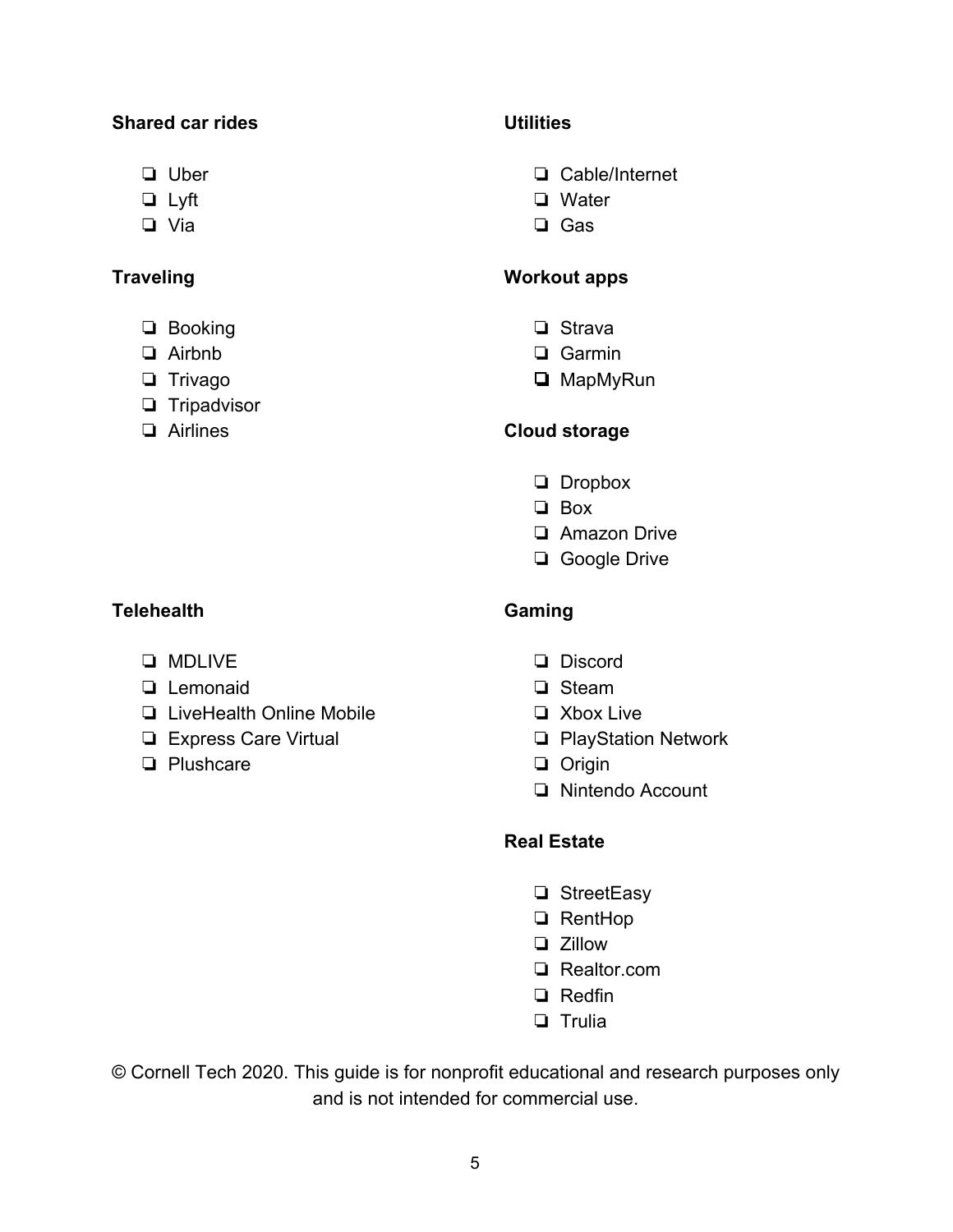**Shared car rides**

- ❏ Uber
- ❏ Lyft
- ❏ Via

**Traveling**

- ❏ Booking
- ❏ Airbnb
- ❏ Trivago
- ❏ Tripadvisor
- ❏ Airlines

**Telehealth**

- ❏ MDLIVE
- ❏ Lemonaid
- ❏ LiveHealth Online Mobile
- ❏ Express Care Virtual
- ❏ Plushcare

**Utilities**

- ❏ Cable/Internet
- ❏ Water
- ❏ Gas

**Workout apps**

- ❏ Strava
- ❏ Garmin
- ❏ MapMyRun

**Cloud storage**

- ❏ Dropbox
- ❏ Box
- ❏ Amazon Drive
- ❏ Google Drive

**Gaming**

- ❏ Discord
- ❏ Steam
- ❏ Xbox Live
- ❏ PlayStation Network
- ❏ Origin
- ❏ Nintendo Account

**Real Estate**

- ❏ StreetEasy
- ❏ RentHop
- ❏ Zillow
- ❏ Realtor.com
- ❏ Redfin
- ❏ Trulia

© Cornell Tech 2020. This guide is for nonprofit educational and research purposes only and is not intended for commercial use.